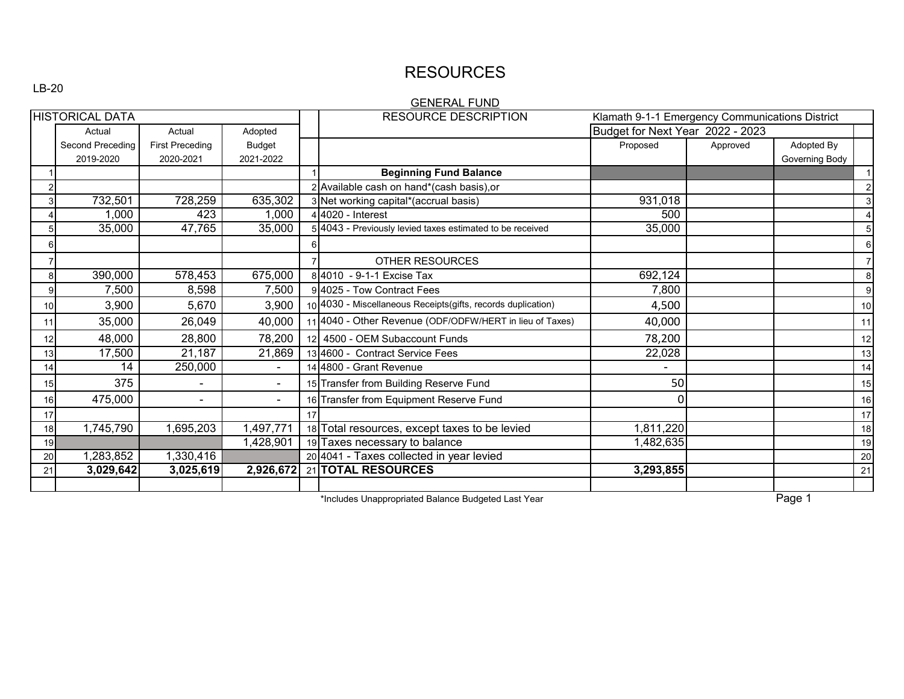LB-20

# RESOURCES

## GENERAL FUND

| HISTORICAL DATA | | | | | RESOURCE DESCRIPTION | Klamath 9-1-1 Emergency Communications District | | | |
|---|---|---|---|---|---|---|---|---|---|
| | Actual | Actual | Adopted | | | Budget for Next Year 2022 - 2023 | | | |
| | Second Preceding 2019-2020 | First Preceding 2020-2021 | Budget 2021-2022 | | | Proposed | Approved | Adopted By Governing Body | |
| 1 | | | | 1 | **Beginning Fund Balance** | | | | 1 |
| 2 | | | | 2 | Available cash on hand*(cash basis),or | | | | 2 |
| 3 | 732,501 | 728,259 | 635,302 | 3 | Net working capital*(accrual basis) | 931,018 | | | 3 |
| 4 | 1,000 | 423 | 1,000 | 4 | 4020 - Interest | 500 | | | 4 |
| 5 | 35,000 | 47,765 | 35,000 | 5 | 4043 - Previously levied taxes estimated to be received | 35,000 | | | 5 |
| 6 | | | | 6 | | | | | 6 |
| 7 | | | | 7 | OTHER RESOURCES | | | | 7 |
| 8 | 390,000 | 578,453 | 675,000 | 8 | 4010 - 9-1-1 Excise Tax | 692,124 | | | 8 |
| 9 | 7,500 | 8,598 | 7,500 | 9 | 4025 - Tow Contract Fees | 7,800 | | | 9 |
| 10 | 3,900 | 5,670 | 3,900 | 10 | 4030 - Miscellaneous Receipts(gifts, records duplication) | 4,500 | | | 10 |
| 11 | 35,000 | 26,049 | 40,000 | 11 | 4040 - Other Revenue (ODF/ODFW/HERT in lieu of Taxes) | 40,000 | | | 11 |
| 12 | 48,000 | 28,800 | 78,200 | 12 | 4500 - OEM Subaccount Funds | 78,200 | | | 12 |
| 13 | 17,500 | 21,187 | 21,869 | 13 | 4600 - Contract Service Fees | 22,028 | | | 13 |
| 14 | 14 | 250,000 | - | 14 | 4800 - Grant Revenue | - | | | 14 |
| 15 | 375 | - | - | 15 | Transfer from Building Reserve Fund | 50 | | | 15 |
| 16 | 475,000 | - | - | 16 | Transfer from Equipment Reserve Fund | 0 | | | 16 |
| 17 | | | | 17 | | | | | 17 |
| 18 | 1,745,790 | 1,695,203 | 1,497,771 | 18 | Total resources, except taxes to be levied | 1,811,220 | | | 18 |
| 19 | | | 1,428,901 | 19 | Taxes necessary to balance | 1,482,635 | | | 19 |
| 20 | 1,283,852 | 1,330,416 | | 20 | 4041 - Taxes collected in year levied | | | | 20 |
| 21 | **3,029,642** | **3,025,619** | **2,926,672** | 21 | **TOTAL RESOURCES** | **3,293,855** | | | 21 |

*Includes Unappropriated Balance Budgeted Last Year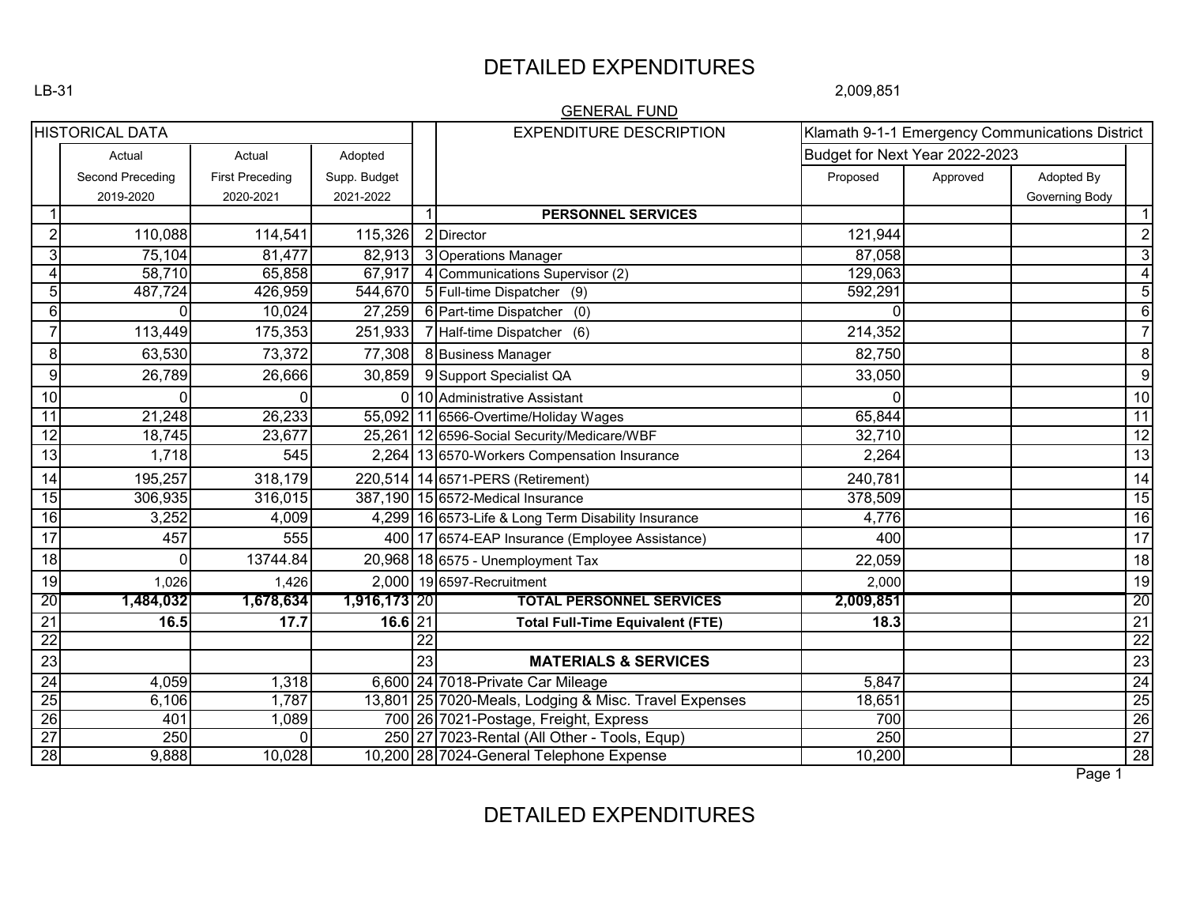# DETAILED EXPENDITURES

LB-31

2,009,851

GENERAL FUND

| HISTORICAL DATA | | | | EXPENDITURE DESCRIPTION | Klamath 9-1-1 Emergency Communications District | | | |
|---|---|---|---|---|---|---|---|---|
| | | | | | Budget for Next Year 2022-2023 | | | |
| Actual Second Preceding 2019-2020 | Actual First Preceding 2020-2021 | Adopted Supp. Budget 2021-2022 | | | Proposed | Approved | Adopted By Governing Body | |
| 1 | | | 1 | **PERSONNEL SERVICES** | | | | 1 |
| 2 | 110,088 | 114,541 | 115,326 | 2 Director | 121,944 | | | 2 |
| 3 | 75,104 | 81,477 | 82,913 | 3 Operations Manager | 87,058 | | | 3 |
| 4 | 58,710 | 65,858 | 67,917 | 4 Communications Supervisor (2) | 129,063 | | | 4 |
| 5 | 487,724 | 426,959 | 544,670 | 5 Full-time Dispatcher (9) | 592,291 | | | 5 |
| 6 | 0 | 10,024 | 27,259 | 6 Part-time Dispatcher (0) | 0 | | | 6 |
| 7 | 113,449 | 175,353 | 251,933 | 7 Half-time Dispatcher (6) | 214,352 | | | 7 |
| 8 | 63,530 | 73,372 | 77,308 | 8 Business Manager | 82,750 | | | 8 |
| 9 | 26,789 | 26,666 | 30,859 | 9 Support Specialist QA | 33,050 | | | 9 |
| 10 | 0 | 0 | 0 | 10 Administrative Assistant | 0 | | | 10 |
| 11 | 21,248 | 26,233 | 55,092 | 11 6566-Overtime/Holiday Wages | 65,844 | | | 11 |
| 12 | 18,745 | 23,677 | 25,261 | 12 6596-Social Security/Medicare/WBF | 32,710 | | | 12 |
| 13 | 1,718 | 545 | 2,264 | 13 6570-Workers Compensation Insurance | 2,264 | | | 13 |
| 14 | 195,257 | 318,179 | 220,514 | 14 6571-PERS (Retirement) | 240,781 | | | 14 |
| 15 | 306,935 | 316,015 | 387,190 | 15 6572-Medical Insurance | 378,509 | | | 15 |
| 16 | 3,252 | 4,009 | 4,299 | 16 6573-Life & Long Term Disability Insurance | 4,776 | | | 16 |
| 17 | 457 | 555 | 400 | 17 6574-EAP Insurance (Employee Assistance) | 400 | | | 17 |
| 18 | 0 | 13744.84 | 20,968 | 18 6575 - Unemployment Tax | 22,059 | | | 18 |
| 19 | 1,026 | 1,426 | 2,000 | 19 6597-Recruitment | 2,000 | | | 19 |
| 20 | **1,484,032** | **1,678,634** | **1,916,173** | 20 **TOTAL PERSONNEL SERVICES** | **2,009,851** | | | 20 |
| 21 | **16.5** | **17.7** | **16.6** | 21 **Total Full-Time Equivalent (FTE)** | **18.3** | | | 21 |
| 22 | | | | 22 | | | | 22 |
| 23 | | | | 23 **MATERIALS & SERVICES** | | | | 23 |
| 24 | 4,059 | 1,318 | 6,600 | 24 7018-Private Car Mileage | 5,847 | | | 24 |
| 25 | 6,106 | 1,787 | 13,801 | 25 7020-Meals, Lodging & Misc. Travel Expenses | 18,651 | | | 25 |
| 26 | 401 | 1,089 | 700 | 26 7021-Postage, Freight, Express | 700 | | | 26 |
| 27 | 250 | 0 | 250 | 27 7023-Rental (All Other - Tools, Equp) | 250 | | | 27 |
| 28 | 9,888 | 10,028 | 10,200 | 28 7024-General Telephone Expense | 10,200 | | | 28 |

# DETAILED EXPENDITURES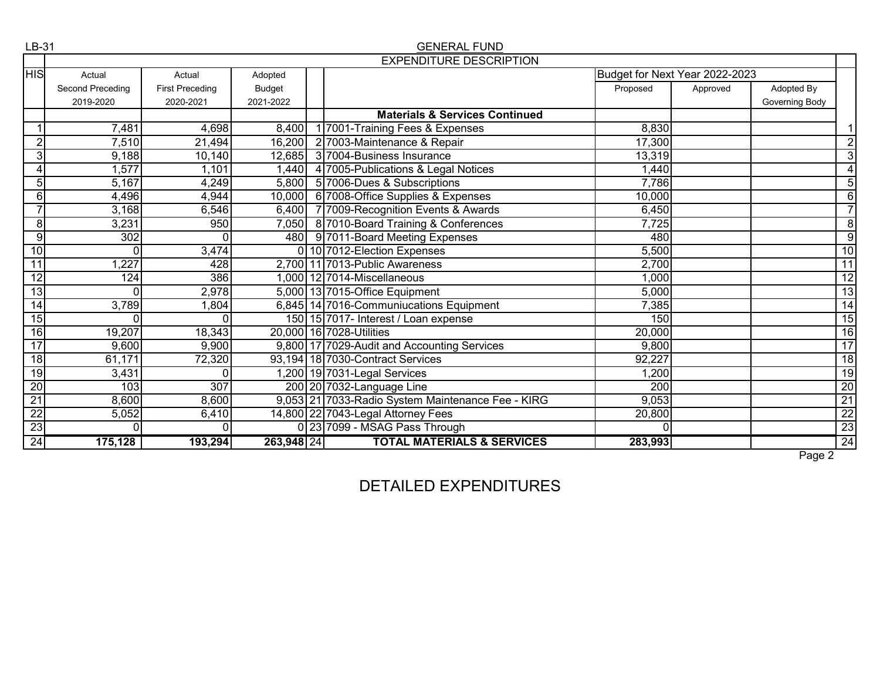LB-31

## GENERAL FUND

| HIS | Actual Second Preceding 2019-2020 | Actual First Preceding 2020-2021 | Adopted Budget 2021-2022 | | EXPENDITURE DESCRIPTION | Budget for Next Year 2022-2023 Proposed | Approved | Adopted By Governing Body | |
|---|---|---|---|---|---|---|---|---|---|
| | | | | | **Materials & Services Continued** | | | | |
| 1 | 7,481 | 4,698 | 8,400 | 1 | 7001-Training Fees & Expenses | 8,830 | | | 1 |
| 2 | 7,510 | 21,494 | 16,200 | 2 | 7003-Maintenance & Repair | 17,300 | | | 2 |
| 3 | 9,188 | 10,140 | 12,685 | 3 | 7004-Business Insurance | 13,319 | | | 3 |
| 4 | 1,577 | 1,101 | 1,440 | 4 | 7005-Publications & Legal Notices | 1,440 | | | 4 |
| 5 | 5,167 | 4,249 | 5,800 | 5 | 7006-Dues & Subscriptions | 7,786 | | | 5 |
| 6 | 4,496 | 4,944 | 10,000 | 6 | 7008-Office Supplies & Expenses | 10,000 | | | 6 |
| 7 | 3,168 | 6,546 | 6,400 | 7 | 7009-Recognition Events & Awards | 6,450 | | | 7 |
| 8 | 3,231 | 950 | 7,050 | 8 | 7010-Board Training & Conferences | 7,725 | | | 8 |
| 9 | 302 | 0 | 480 | 9 | 7011-Board Meeting Expenses | 480 | | | 9 |
| 10 | 0 | 3,474 | 0 | 10 | 7012-Election Expenses | 5,500 | | | 10 |
| 11 | 1,227 | 428 | 2,700 | 11 | 7013-Public Awareness | 2,700 | | | 11 |
| 12 | 124 | 386 | 1,000 | 12 | 7014-Miscellaneous | 1,000 | | | 12 |
| 13 | 0 | 2,978 | 5,000 | 13 | 7015-Office Equipment | 5,000 | | | 13 |
| 14 | 3,789 | 1,804 | 6,845 | 14 | 7016-Communiucations Equipment | 7,385 | | | 14 |
| 15 | 0 | 0 | 150 | 15 | 7017- Interest / Loan expense | 150 | | | 15 |
| 16 | 19,207 | 18,343 | 20,000 | 16 | 7028-Utilities | 20,000 | | | 16 |
| 17 | 9,600 | 9,900 | 9,800 | 17 | 7029-Audit and Accounting Services | 9,800 | | | 17 |
| 18 | 61,171 | 72,320 | 93,194 | 18 | 7030-Contract Services | 92,227 | | | 18 |
| 19 | 3,431 | 0 | 1,200 | 19 | 7031-Legal Services | 1,200 | | | 19 |
| 20 | 103 | 307 | 200 | 20 | 7032-Language Line | 200 | | | 20 |
| 21 | 8,600 | 8,600 | 9,053 | 21 | 7033-Radio System Maintenance Fee - KIRG | 9,053 | | | 21 |
| 22 | 5,052 | 6,410 | 14,800 | 22 | 7043-Legal Attorney Fees | 20,800 | | | 22 |
| 23 | 0 | 0 | 0 | 23 | 7099 - MSAG Pass Through | 0 | | | 23 |
| 24 | **175,128** | **193,294** | **263,948** | 24 | **TOTAL MATERIALS & SERVICES** | **283,993** | | | 24 |

DETAILED EXPENDITURES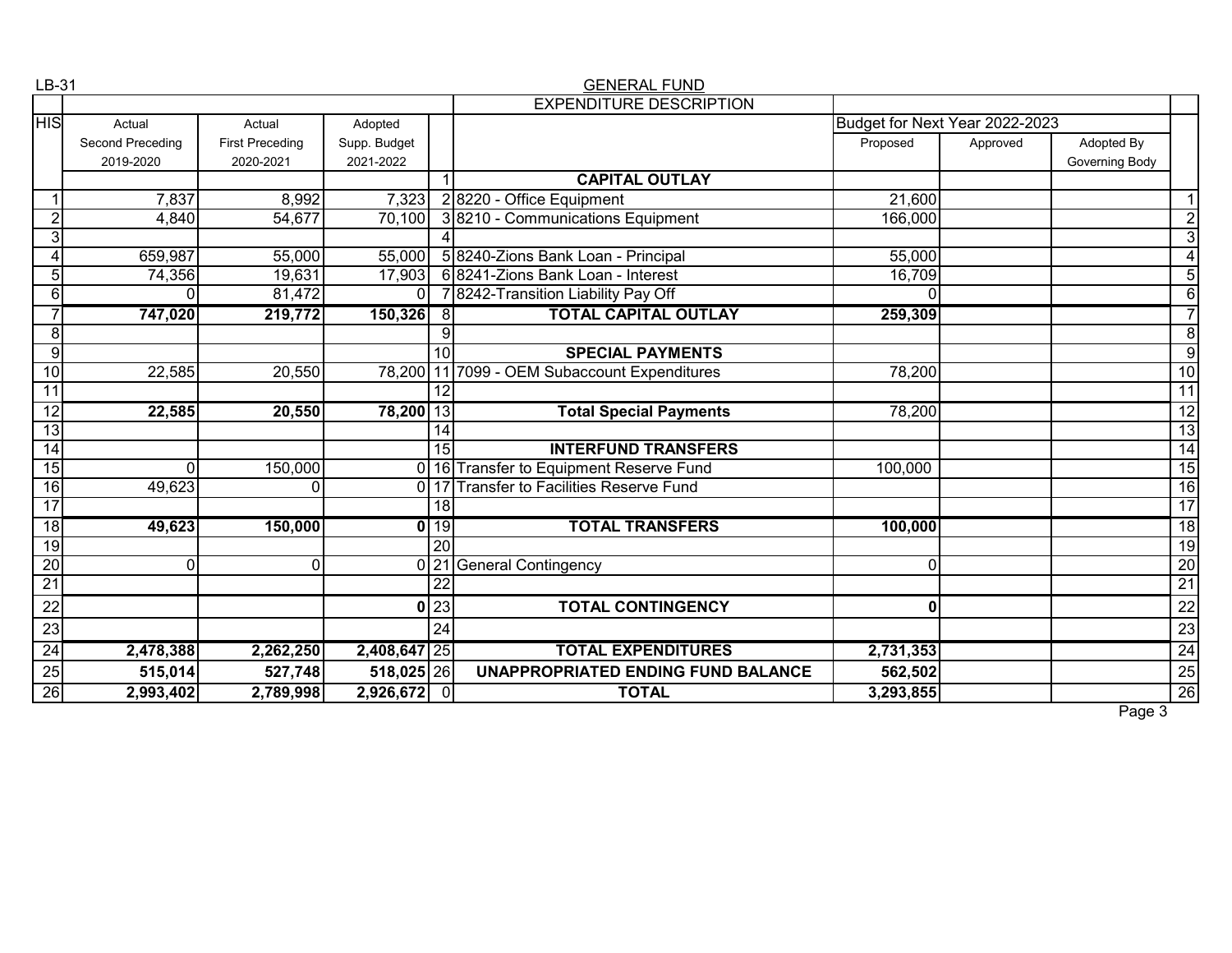LB-31

## GENERAL FUND

| HIS | Actual Second Preceding 2019-2020 | Actual First Preceding 2020-2021 | Adopted Supp. Budget 2021-2022 | | EXPENDITURE DESCRIPTION | Budget for Next Year 2022-2023 Proposed | Approved | Adopted By Governing Body | |
|---|---|---|---|---|---|---|---|---|---|
| | | | | 1 | **CAPITAL OUTLAY** | | | | |
| 1 | 7,837 | 8,992 | 7,323 | 2 | 8220 - Office Equipment | 21,600 | | | 1 |
| 2 | 4,840 | 54,677 | 70,100 | 3 | 8210 - Communications Equipment | 166,000 | | | 2 |
| 3 | | | | 4 | | | | | 3 |
| 4 | 659,987 | 55,000 | 55,000 | 5 | 8240-Zions Bank Loan - Principal | 55,000 | | | 4 |
| 5 | 74,356 | 19,631 | 17,903 | 6 | 8241-Zions Bank Loan - Interest | 16,709 | | | 5 |
| 6 | 0 | 81,472 | 0 | 7 | 8242-Transition Liability Pay Off | 0 | | | 6 |
| 7 | **747,020** | **219,772** | **150,326** | 8 | **TOTAL CAPITAL OUTLAY** | **259,309** | | | 7 |
| 8 | | | | 9 | | | | | 8 |
| 9 | | | | 10 | **SPECIAL PAYMENTS** | | | | 9 |
| 10 | 22,585 | 20,550 | 78,200 | 11 | 7099 - OEM Subaccount Expenditures | 78,200 | | | 10 |
| 11 | | | | 12 | | | | | 11 |
| 12 | **22,585** | **20,550** | **78,200** | 13 | **Total Special Payments** | 78,200 | | | 12 |
| 13 | | | | 14 | | | | | 13 |
| 14 | | | | 15 | **INTERFUND TRANSFERS** | | | | 14 |
| 15 | 0 | 150,000 | 0 | 16 | Transfer to Equipment Reserve Fund | 100,000 | | | 15 |
| 16 | 49,623 | 0 | 0 | 17 | Transfer to Facilities Reserve Fund | | | | 16 |
| 17 | | | | 18 | | | | | 17 |
| 18 | **49,623** | **150,000** | **0** | 19 | **TOTAL TRANSFERS** | **100,000** | | | 18 |
| 19 | | | | 20 | | | | | 19 |
| 20 | 0 | 0 | 0 | 21 | General Contingency | 0 | | | 20 |
| 21 | | | | 22 | | | | | 21 |
| 22 | | | **0** | 23 | **TOTAL CONTINGENCY** | **0** | | | 22 |
| 23 | | | | 24 | | | | | 23 |
| 24 | **2,478,388** | **2,262,250** | **2,408,647** | 25 | **TOTAL EXPENDITURES** | **2,731,353** | | | 24 |
| 25 | **515,014** | **527,748** | **518,025** | 26 | **UNAPPROPRIATED ENDING FUND BALANCE** | **562,502** | | | 25 |
| 26 | **2,993,402** | **2,789,998** | **2,926,672** | 0 | **TOTAL** | **3,293,855** | | | 26 |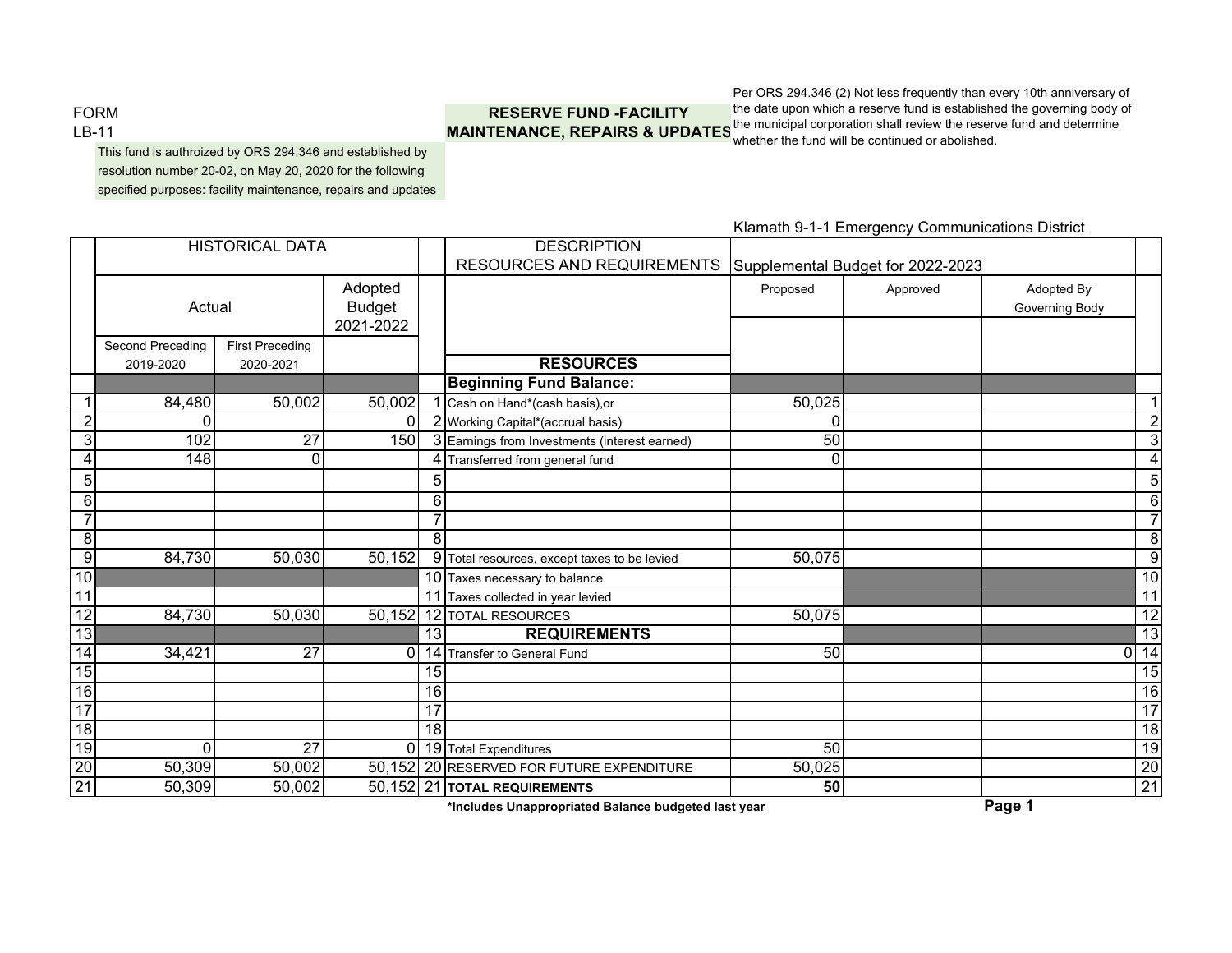FORM
LB-11

## RESERVE FUND -FACILITY MAINTENANCE, REPAIRS & UPDATES

This fund is authroized by ORS 294.346 and established by resolution number 20-02, on May 20, 2020 for the following specified purposes: facility maintenance, repairs and updates

Per ORS 294.346 (2) Not less frequently than every 10th anniversary of the date upon which a reserve fund is established the governing body of the municipal corporation shall review the reserve fund and determine whether the fund will be continued or abolished.

Klamath 9-1-1 Emergency Communications District

| | HISTORICAL DATA | | | | DESCRIPTION RESOURCES AND REQUIREMENTS | Supplemental Budget for 2022-2023 | | | |
|---|---|---|---|---|---|---|---|---|---|
| | Actual | | Adopted Budget 2021-2022 | | | Proposed | Approved | Adopted By Governing Body | |
| | Second Preceding 2019-2020 | First Preceding 2020-2021 | | | **RESOURCES** | | | | |
| | | | | | **Beginning Fund Balance:** | | | | |
| 1 | 84,480 | 50,002 | 50,002 | 1 | Cash on Hand*(cash basis),or | 50,025 | | | 1 |
| 2 | 0 | | 0 | 2 | Working Capital*(accrual basis) | 0 | | | 2 |
| 3 | 102 | 27 | 150 | 3 | Earnings from Investments (interest earned) | 50 | | | 3 |
| 4 | 148 | 0 | | 4 | Transferred from general fund | 0 | | | 4 |
| 5 | | | | 5 | | | | | 5 |
| 6 | | | | 6 | | | | | 6 |
| 7 | | | | 7 | | | | | 7 |
| 8 | | | | 8 | | | | | 8 |
| 9 | 84,730 | 50,030 | 50,152 | 9 | Total resources, except taxes to be levied | 50,075 | | | 9 |
| 10 | | | | 10 | Taxes necessary to balance | | | | 10 |
| 11 | | | | 11 | Taxes collected in year levied | | | | 11 |
| 12 | 84,730 | 50,030 | 50,152 | 12 | TOTAL RESOURCES | 50,075 | | | 12 |
| 13 | | | | 13 | **REQUIREMENTS** | | | | 13 |
| 14 | 34,421 | 27 | 0 | 14 | Transfer to General Fund | 50 | | 0 | 14 |
| 15 | | | | 15 | | | | | 15 |
| 16 | | | | 16 | | | | | 16 |
| 17 | | | | 17 | | | | | 17 |
| 18 | | | | 18 | | | | | 18 |
| 19 | 0 | 27 | 0 | 19 | Total Expenditures | 50 | | | 19 |
| 20 | 50,309 | 50,002 | 50,152 | 20 | RESERVED FOR FUTURE EXPENDITURE | 50,025 | | | 20 |
| 21 | 50,309 | 50,002 | 50,152 | 21 | **TOTAL REQUIREMENTS** | **50** | | | 21 |

***Includes Unappropriated Balance budgeted last year**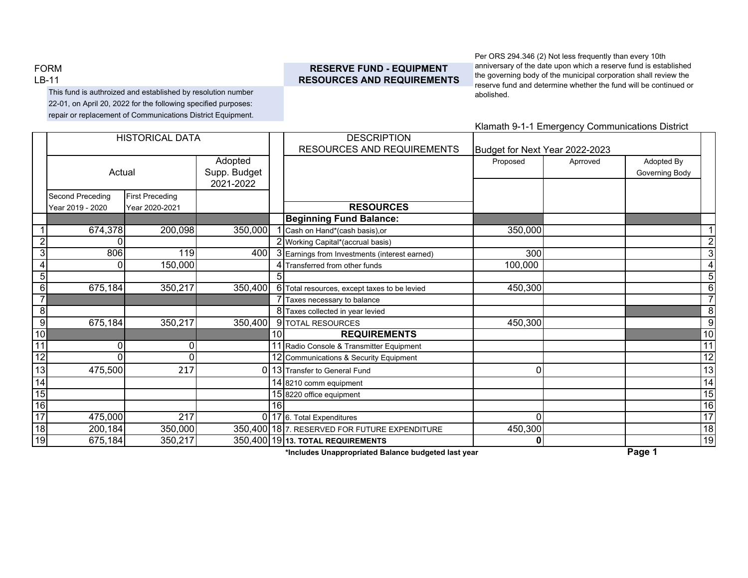FORM
LB-11

## RESERVE FUND - EQUIPMENT
## RESOURCES AND REQUIREMENTS

This fund is authroized and established by resolution number 22-01, on April 20, 2022 for the following specified purposes: repair or replacement of Communications District Equipment.

Per ORS 294.346 (2) Not less frequently than every 10th anniversary of the date upon which a reserve fund is established the governing body of the municipal corporation shall review the reserve fund and determine whether the fund will be continued or abolished.

Klamath 9-1-1 Emergency Communications District

| | HISTORICAL DATA | | | | DESCRIPTION RESOURCES AND REQUIREMENTS | Budget for Next Year 2022-2023 | | | |
|---|---|---|---|---|---|---|---|---|---|
| | Actual | | Adopted Supp. Budget 2021-2022 | | | Proposed | Aprroved | Adopted By Governing Body | |
| | Second Preceding Year 2019 - 2020 | First Preceding Year 2020-2021 | | | **RESOURCES** | | | | |
| | | | | | **Beginning Fund Balance:** | | | | |
| 1 | 674,378 | 200,098 | 350,000 | 1 | Cash on Hand*(cash basis),or | 350,000 | | | 1 |
| 2 | 0 | | | 2 | Working Capital*(accrual basis) | | | | 2 |
| 3 | 806 | 119 | 400 | 3 | Earnings from Investments (interest earned) | 300 | | | 3 |
| 4 | 0 | 150,000 | | 4 | Transferred from other funds | 100,000 | | | 4 |
| 5 | | | | 5 | | | | | 5 |
| 6 | 675,184 | 350,217 | 350,400 | 6 | Total resources, except taxes to be levied | 450,300 | | | 6 |
| 7 | | | | 7 | Taxes necessary to balance | | | | 7 |
| 8 | | | | 8 | Taxes collected in year levied | | | | 8 |
| 9 | 675,184 | 350,217 | 350,400 | 9 | TOTAL RESOURCES | 450,300 | | | 9 |
| 10 | | | | 10 | **REQUIREMENTS** | | | | 10 |
| 11 | 0 | 0 | | 11 | Radio Console & Transmitter Equipment | | | | 11 |
| 12 | 0 | 0 | | 12 | Communications & Security Equipment | | | | 12 |
| 13 | 475,500 | 217 | 0 | 13 | Transfer to General Fund | 0 | | | 13 |
| 14 | | | | 14 | 8210 comm equipment | | | | 14 |
| 15 | | | | 15 | 8220 office equipment | | | | 15 |
| 16 | | | | 16 | | | | | 16 |
| 17 | 475,000 | 217 | 0 | 17 | 6. Total Expenditures | 0 | | | 17 |
| 18 | 200,184 | 350,000 | 350,400 | 18 | 7. RESERVED FOR FUTURE EXPENDITURE | 450,300 | | | 18 |
| 19 | 675,184 | 350,217 | 350,400 | 19 | **13. TOTAL REQUIREMENTS** | **0** | | | 19 |

***Includes Unappropriated Balance budgeted last year**